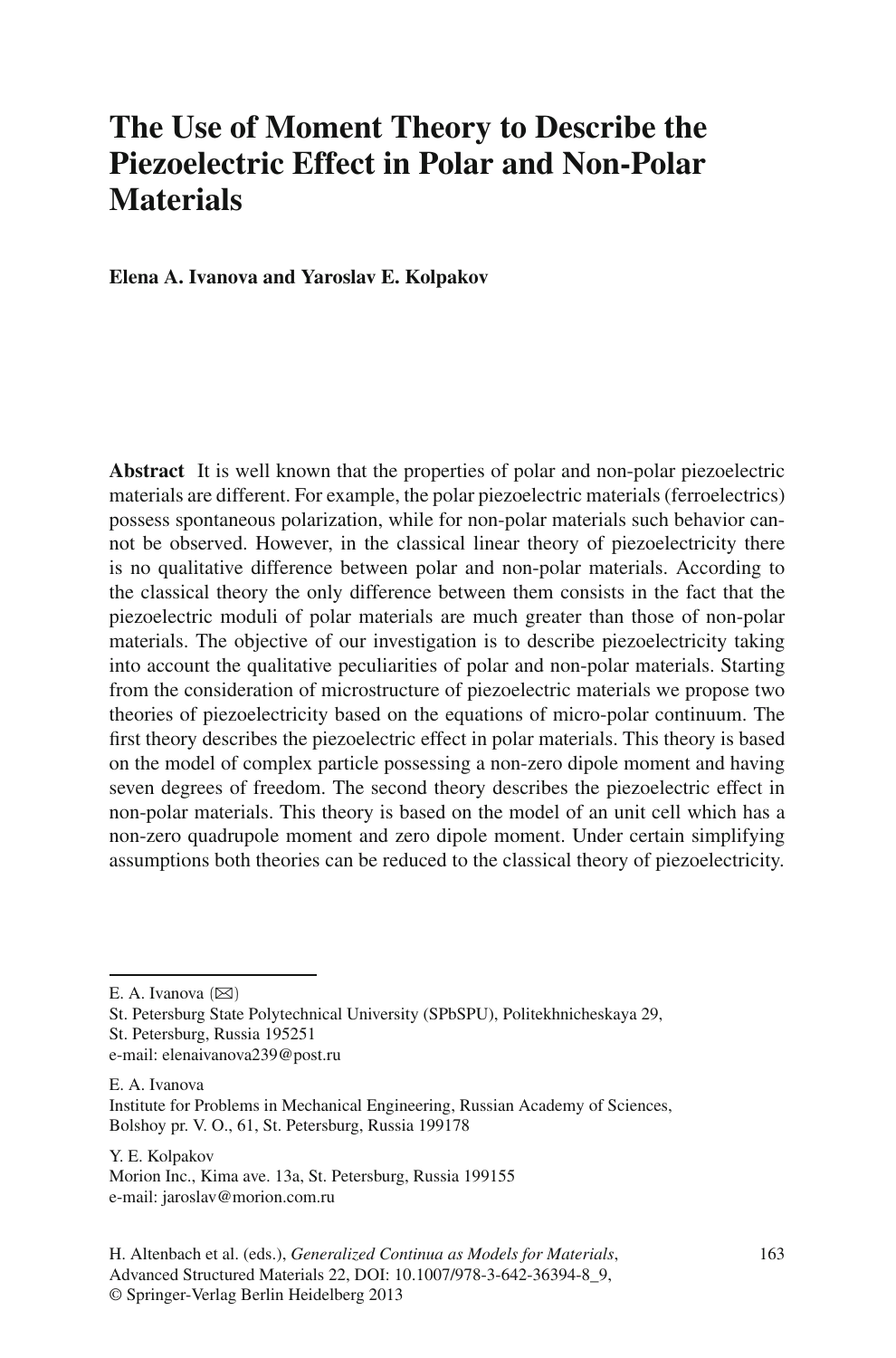# The Use of Moment Theory to Describe the Piezoelectric Effect in Polar and Non-Polar Materials

**Elena A. Ivanova and Yaroslav E. Kolpakov**

**Abstract** It is well known that the properties of polar and non-polar piezoelectric materials are different. For example, the polar piezoelectric materials (ferroelectrics) possess spontaneous polarization, while for non-polar materials such behavior cannot be observed. However, in the classical linear theory of piezoelectricity there is no qualitative difference between polar and non-polar materials. According to the classical theory the only difference between them consists in the fact that the piezoelectric moduli of polar materials are much greater than those of non-polar materials. The objective of our investigation is to describe piezoelectricity taking into account the qualitative peculiarities of polar and non-polar materials. Starting from the consideration of microstructure of piezoelectric materials we propose two theories of piezoelectricity based on the equations of micro-polar continuum. The first theory describes the piezoelectric effect in polar materials. This theory is based on the model of complex particle possessing a non-zero dipole moment and having seven degrees of freedom. The second theory describes the piezoelectric effect in non-polar materials. This theory is based on the model of an unit cell which has a non-zero quadrupole moment and zero dipole moment. Under certain simplifying assumptions both theories can be reduced to the classical theory of piezoelectricity.

---

E. A. Ivanova (✉)
St. Petersburg State Polytechnical University (SPbSPU), Politekhnicheskaya 29,
St. Petersburg, Russia 195251
e-mail: elenaivanova239@post.ru

E. A. Ivanova
Institute for Problems in Mechanical Engineering, Russian Academy of Sciences,
Bolshoy pr. V. O., 61, St. Petersburg, Russia 199178

Y. E. Kolpakov
Morion Inc., Kima ave. 13a, St. Petersburg, Russia 199155
e-mail: jaroslav@morion.com.ru

H. Altenbach et al. (eds.), *Generalized Continua as Models for Materials*,
Advanced Structured Materials 22, DOI: 10.1007/978-3-642-36394-8_9,
© Springer-Verlag Berlin Heidelberg 2013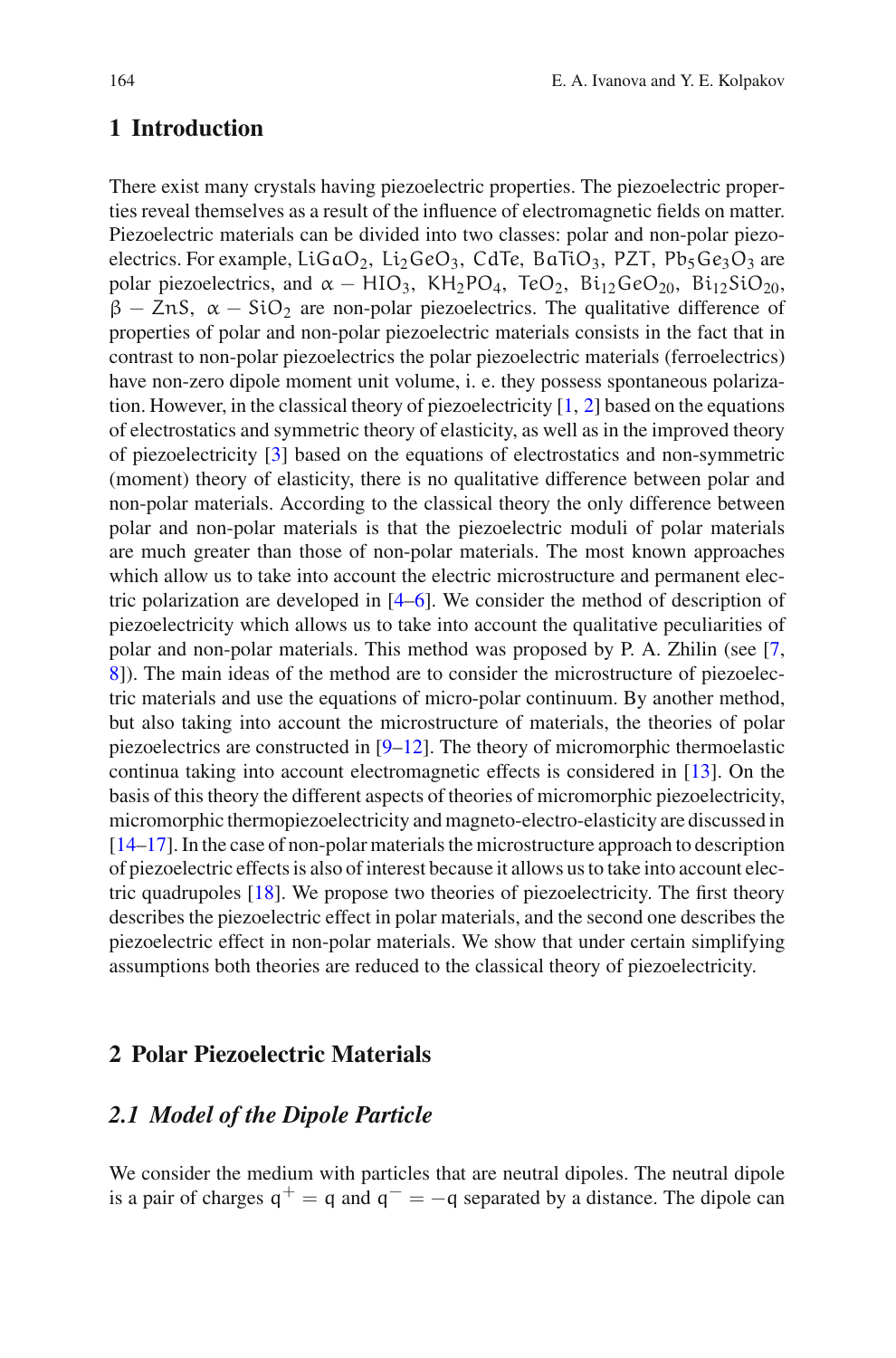## 1 Introduction

There exist many crystals having piezoelectric properties. The piezoelectric properties reveal themselves as a result of the influence of electromagnetic fields on matter. Piezoelectric materials can be divided into two classes: polar and non-polar piezoelectrics. For example, $LiGaO_2$, $Li_2GeO_3$, $CdTe$, $BaTiO_3$, PZT, $Pb_5Ge_3O_3$ are polar piezoelectrics, and $\alpha - HIO_3$, $KH_2PO_4$, $TeO_2$, $Bi_{12}GeO_{20}$, $Bi_{12}SiO_{20}$, $\beta - ZnS$, $\alpha - SiO_2$ are non-polar piezoelectrics. The qualitative difference of properties of polar and non-polar piezoelectric materials consists in the fact that in contrast to non-polar piezoelectrics the polar piezoelectric materials (ferroelectrics) have non-zero dipole moment unit volume, i. e. they possess spontaneous polarization. However, in the classical theory of piezoelectricity [1, 2] based on the equations of electrostatics and symmetric theory of elasticity, as well as in the improved theory of piezoelectricity [3] based on the equations of electrostatics and non-symmetric (moment) theory of elasticity, there is no qualitative difference between polar and non-polar materials. According to the classical theory the only difference between polar and non-polar materials is that the piezoelectric moduli of polar materials are much greater than those of non-polar materials. The most known approaches which allow us to take into account the electric microstructure and permanent electric polarization are developed in [4–6]. We consider the method of description of piezoelectricity which allows us to take into account the qualitative peculiarities of polar and non-polar materials. This method was proposed by P. A. Zhilin (see [7, 8]). The main ideas of the method are to consider the microstructure of piezoelectric materials and use the equations of micro-polar continuum. By another method, but also taking into account the microstructure of materials, the theories of polar piezoelectrics are constructed in [9–12]. The theory of micromorphic thermoelastic continua taking into account electromagnetic effects is considered in [13]. On the basis of this theory the different aspects of theories of micromorphic piezoelectricity, micromorphic thermopiezoelectricity and magneto-electro-elasticity are discussed in [14–17]. In the case of non-polar materials the microstructure approach to description of piezoelectric effects is also of interest because it allows us to take into account electric quadrupoles [18]. We propose two theories of piezoelectricity. The first theory describes the piezoelectric effect in polar materials, and the second one describes the piezoelectric effect in non-polar materials. We show that under certain simplifying assumptions both theories are reduced to the classical theory of piezoelectricity.

## 2 Polar Piezoelectric Materials

### 2.1 Model of the Dipole Particle

We consider the medium with particles that are neutral dipoles. The neutral dipole is a pair of charges $q^+ = q$ and $q^- = -q$ separated by a distance. The dipole can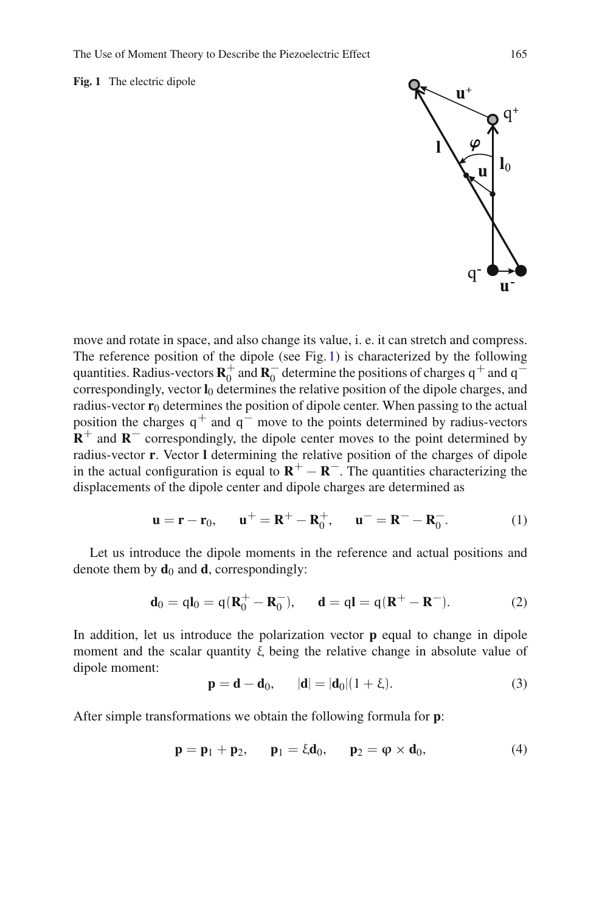**Fig. 1** The electric dipole

move and rotate in space, and also change its value, i. e. it can stretch and compress. The reference position of the dipole (see Fig. 1) is characterized by the following quantities. Radius-vectors $\mathbf{R}_0^+$ and $\mathbf{R}_0^-$ determine the positions of charges $q^+$ and $q^-$ correspondingly, vector $\mathbf{l}_0$ determines the relative position of the dipole charges, and radius-vector $\mathbf{r}_0$ determines the position of dipole center. When passing to the actual position the charges $q^+$ and $q^-$ move to the points determined by radius-vectors $\mathbf{R}^+$ and $\mathbf{R}^-$ correspondingly, the dipole center moves to the point determined by radius-vector $\mathbf{r}$. Vector $\mathbf{l}$ determining the relative position of the charges of dipole in the actual configuration is equal to $\mathbf{R}^+ - \mathbf{R}^-$. The quantities characterizing the displacements of the dipole center and dipole charges are determined as

$$\mathbf{u} = \mathbf{r} - \mathbf{r}_0, \qquad \mathbf{u}^+ = \mathbf{R}^+ - \mathbf{R}_0^+, \qquad \mathbf{u}^- = \mathbf{R}^- - \mathbf{R}_0^-. \tag{1}$$

Let us introduce the dipole moments in the reference and actual positions and denote them by $\mathbf{d}_0$ and $\mathbf{d}$, correspondingly:

$$\mathbf{d}_0 = q\mathbf{l}_0 = q(\mathbf{R}_0^+ - \mathbf{R}_0^-), \qquad \mathbf{d} = q\mathbf{l} = q(\mathbf{R}^+ - \mathbf{R}^-). \tag{2}$$

In addition, let us introduce the polarization vector $\mathbf{p}$ equal to change in dipole moment and the scalar quantity $\xi$ being the relative change in absolute value of dipole moment:

$$\mathbf{p} = \mathbf{d} - \mathbf{d}_0, \qquad |\mathbf{d}| = |\mathbf{d}_0|(1 + \xi). \tag{3}$$

After simple transformations we obtain the following formula for $\mathbf{p}$:

$$\mathbf{p} = \mathbf{p}_1 + \mathbf{p}_2, \qquad \mathbf{p}_1 = \xi\mathbf{d}_0, \qquad \mathbf{p}_2 = \boldsymbol{\varphi} \times \mathbf{d}_0, \tag{4}$$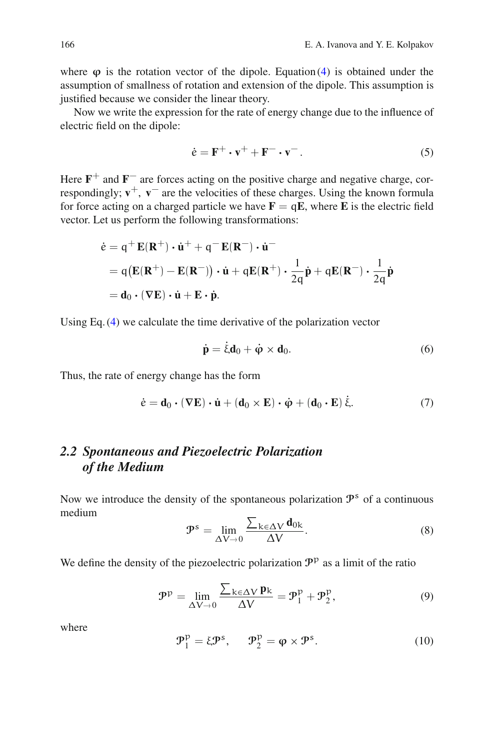where $\boldsymbol{\varphi}$ is the rotation vector of the dipole. Equation (4) is obtained under the assumption of smallness of rotation and extension of the dipole. This assumption is justified because we consider the linear theory.

Now we write the expression for the rate of energy change due to the influence of electric field on the dipole:

$$\dot{\mathrm{e}} = \mathbf{F}^{+} \cdot \mathbf{v}^{+} + \mathbf{F}^{-} \cdot \mathbf{v}^{-}. \tag{5}$$

Here $\mathbf{F}^{+}$ and $\mathbf{F}^{-}$ are forces acting on the positive charge and negative charge, correspondingly; $\mathbf{v}^{+}$, $\mathbf{v}^{-}$ are the velocities of these charges. Using the known formula for force acting on a charged particle we have $\mathbf{F} = \mathrm{q}\mathbf{E}$, where $\mathbf{E}$ is the electric field vector. Let us perform the following transformations:

$$\begin{aligned}
\dot{\mathrm{e}} &= \mathrm{q}^{+}\mathbf{E}(\mathbf{R}^{+}) \cdot \dot{\mathbf{u}}^{+} + \mathrm{q}^{-}\mathbf{E}(\mathbf{R}^{-}) \cdot \dot{\mathbf{u}}^{-} \\
&= \mathrm{q}\big(\mathbf{E}(\mathbf{R}^{+}) - \mathbf{E}(\mathbf{R}^{-})\big) \cdot \dot{\mathbf{u}} + \mathrm{q}\mathbf{E}(\mathbf{R}^{+}) \cdot \frac{1}{2\mathrm{q}}\dot{\mathbf{p}} + \mathrm{q}\mathbf{E}(\mathbf{R}^{-}) \cdot \frac{1}{2\mathrm{q}}\dot{\mathbf{p}} \\
&= \mathbf{d}_0 \cdot (\nabla \mathbf{E}) \cdot \dot{\mathbf{u}} + \mathbf{E} \cdot \dot{\mathbf{p}}.
\end{aligned}$$

Using Eq. (4) we calculate the time derivative of the polarization vector

$$\dot{\mathbf{p}} = \dot{\xi}\mathbf{d}_0 + \dot{\boldsymbol{\varphi}} \times \mathbf{d}_0. \tag{6}$$

Thus, the rate of energy change has the form

$$\dot{\mathrm{e}} = \mathbf{d}_0 \cdot (\nabla \mathbf{E}) \cdot \dot{\mathbf{u}} + (\mathbf{d}_0 \times \mathbf{E}) \cdot \dot{\boldsymbol{\varphi}} + (\mathbf{d}_0 \cdot \mathbf{E})\, \dot{\xi}. \tag{7}$$

### *2.2 Spontaneous and Piezoelectric Polarization of the Medium*

Now we introduce the density of the spontaneous polarization $\mathcal{P}^{\mathrm{s}}$ of a continuous medium

$$\mathcal{P}^{\mathrm{s}} = \lim_{\Delta \mathrm{V} \to 0} \frac{\sum_{\mathrm{k} \in \Delta \mathrm{V}} \mathbf{d}_{0\mathrm{k}}}{\Delta \mathrm{V}}. \tag{8}$$

We define the density of the piezoelectric polarization $\mathcal{P}^{\mathrm{p}}$ as a limit of the ratio

$$\mathcal{P}^{\mathrm{p}} = \lim_{\Delta \mathrm{V} \to 0} \frac{\sum_{\mathrm{k} \in \Delta \mathrm{V}} \mathbf{p}_{\mathrm{k}}}{\Delta \mathrm{V}} = \mathcal{P}^{\mathrm{p}}_1 + \mathcal{P}^{\mathrm{p}}_2, \tag{9}$$

where

$$\mathcal{P}^{\mathrm{p}}_1 = \xi \mathcal{P}^{\mathrm{s}}, \qquad \mathcal{P}^{\mathrm{p}}_2 = \boldsymbol{\varphi} \times \mathcal{P}^{\mathrm{s}}. \tag{10}$$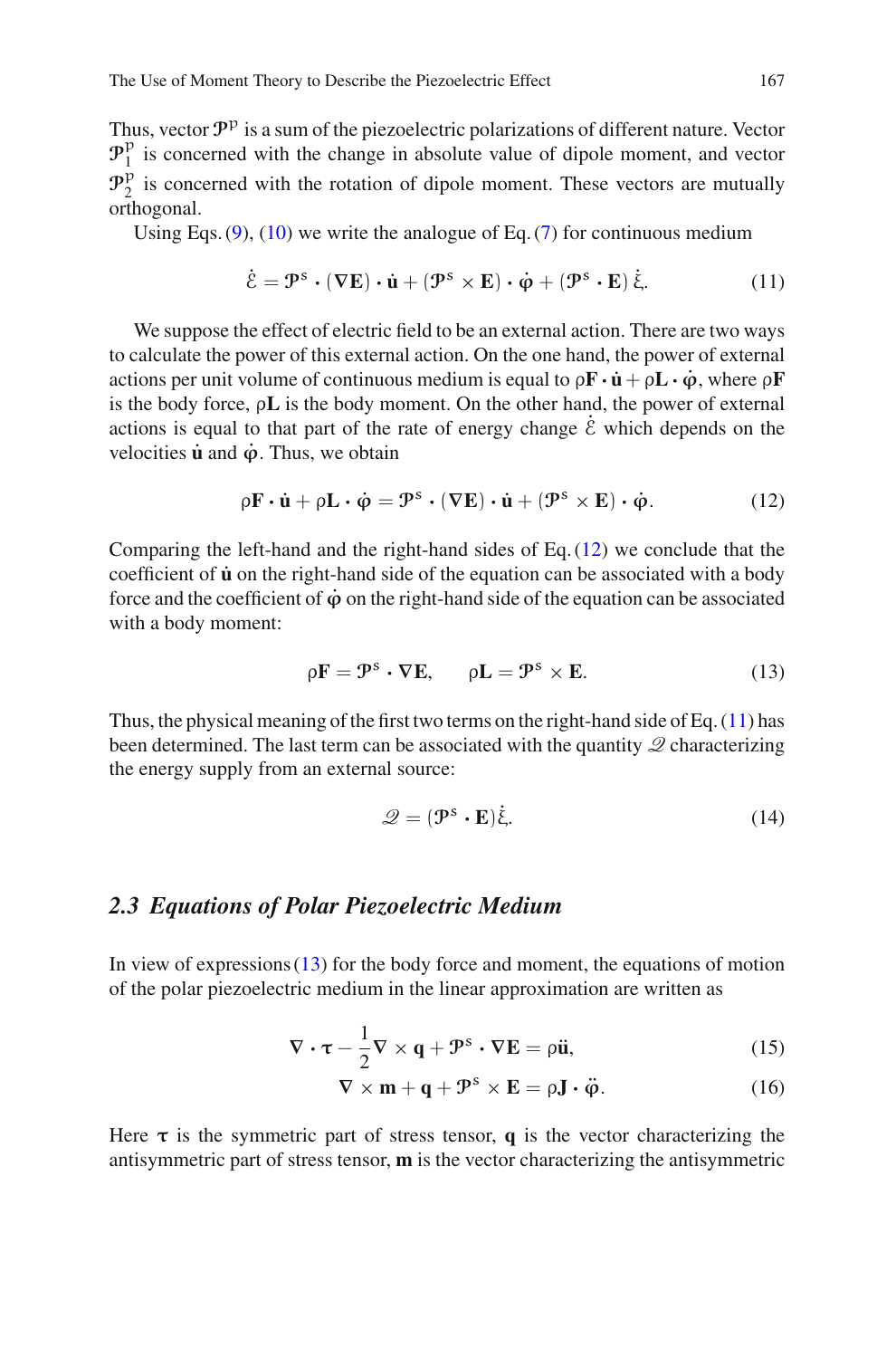Thus, vector $\mathcal{P}^{\mathrm{p}}$ is a sum of the piezoelectric polarizations of different nature. Vector $\mathcal{P}_1^{\mathrm{p}}$ is concerned with the change in absolute value of dipole moment, and vector $\mathcal{P}_2^{\mathrm{p}}$ is concerned with the rotation of dipole moment. These vectors are mutually orthogonal.

Using Eqs. (9), (10) we write the analogue of Eq. (7) for continuous medium

$$\dot{\mathcal{E}} = \mathcal{P}^{\mathrm{s}} \cdot (\nabla \mathbf{E}) \cdot \dot{\mathbf{u}} + (\mathcal{P}^{\mathrm{s}} \times \mathbf{E}) \cdot \dot{\boldsymbol{\varphi}} + (\mathcal{P}^{\mathrm{s}} \cdot \mathbf{E})\, \dot{\xi}. \tag{11}$$

We suppose the effect of electric field to be an external action. There are two ways to calculate the power of this external action. On the one hand, the power of external actions per unit volume of continuous medium is equal to $\rho \mathbf{F} \cdot \dot{\mathbf{u}} + \rho \mathbf{L} \cdot \dot{\boldsymbol{\varphi}}$, where $\rho \mathbf{F}$ is the body force, $\rho \mathbf{L}$ is the body moment. On the other hand, the power of external actions is equal to that part of the rate of energy change $\dot{\mathcal{E}}$ which depends on the velocities $\dot{\mathbf{u}}$ and $\dot{\boldsymbol{\varphi}}$. Thus, we obtain

$$\rho \mathbf{F} \cdot \dot{\mathbf{u}} + \rho \mathbf{L} \cdot \dot{\boldsymbol{\varphi}} = \mathcal{P}^{\mathrm{s}} \cdot (\nabla \mathbf{E}) \cdot \dot{\mathbf{u}} + (\mathcal{P}^{\mathrm{s}} \times \mathbf{E}) \cdot \dot{\boldsymbol{\varphi}}. \tag{12}$$

Comparing the left-hand and the right-hand sides of Eq. (12) we conclude that the coefficient of $\dot{\mathbf{u}}$ on the right-hand side of the equation can be associated with a body force and the coefficient of $\dot{\boldsymbol{\varphi}}$ on the right-hand side of the equation can be associated with a body moment:

$$\rho \mathbf{F} = \mathcal{P}^{\mathrm{s}} \cdot \nabla \mathbf{E}, \qquad \rho \mathbf{L} = \mathcal{P}^{\mathrm{s}} \times \mathbf{E}. \tag{13}$$

Thus, the physical meaning of the first two terms on the right-hand side of Eq. (11) has been determined. The last term can be associated with the quantity $\mathcal{Q}$ characterizing the energy supply from an external source:

$$\mathcal{Q} = (\mathcal{P}^{\mathrm{s}} \cdot \mathbf{E})\dot{\xi}. \tag{14}$$

## 2.3 *Equations of Polar Piezoelectric Medium*

In view of expressions (13) for the body force and moment, the equations of motion of the polar piezoelectric medium in the linear approximation are written as

$$\nabla \cdot \boldsymbol{\tau} - \frac{1}{2} \nabla \times \mathbf{q} + \mathcal{P}^{\mathrm{s}} \cdot \nabla \mathbf{E} = \rho \ddot{\mathbf{u}}, \tag{15}$$

$$\nabla \times \mathbf{m} + \mathbf{q} + \mathcal{P}^{\mathrm{s}} \times \mathbf{E} = \rho \mathbf{J} \cdot \ddot{\boldsymbol{\varphi}}. \tag{16}$$

Here $\boldsymbol{\tau}$ is the symmetric part of stress tensor, $\mathbf{q}$ is the vector characterizing the antisymmetric part of stress tensor, $\mathbf{m}$ is the vector characterizing the antisymmetric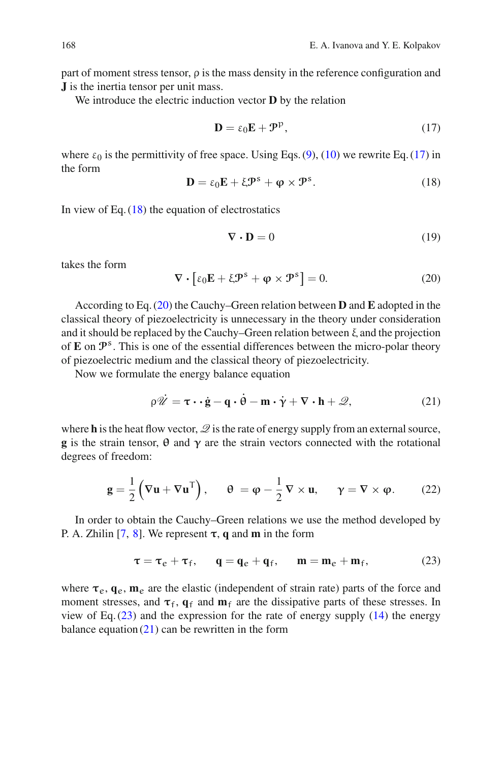part of moment stress tensor, $\rho$ is the mass density in the reference configuration and $\mathbf{J}$ is the inertia tensor per unit mass.

We introduce the electric induction vector $\mathbf{D}$ by the relation

$$\mathbf{D} = \varepsilon_0 \mathbf{E} + \mathcal{P}^{\mathrm{p}}, \tag{17}$$

where $\varepsilon_0$ is the permittivity of free space. Using Eqs. (9), (10) we rewrite Eq. (17) in the form

$$\mathbf{D} = \varepsilon_0 \mathbf{E} + \xi \mathcal{P}^{\mathrm{s}} + \boldsymbol{\varphi} \times \mathcal{P}^{\mathrm{s}}. \tag{18}$$

In view of Eq. (18) the equation of electrostatics

$$\nabla \cdot \mathbf{D} = 0 \tag{19}$$

takes the form

$$\nabla \cdot \left[ \varepsilon_0 \mathbf{E} + \xi \mathcal{P}^{\mathrm{s}} + \boldsymbol{\varphi} \times \mathcal{P}^{\mathrm{s}} \right] = 0. \tag{20}$$

According to Eq. (20) the Cauchy–Green relation between $\mathbf{D}$ and $\mathbf{E}$ adopted in the classical theory of piezoelectricity is unnecessary in the theory under consideration and it should be replaced by the Cauchy–Green relation between $\xi$ and the projection of $\mathbf{E}$ on $\mathcal{P}^{\mathrm{s}}$. This is one of the essential differences between the micro-polar theory of piezoelectric medium and the classical theory of piezoelectricity.

Now we formulate the energy balance equation

$$\rho \dot{\mathscr{U}} = \boldsymbol{\tau} \cdot\cdot\, \dot{\mathbf{g}} - \mathbf{q} \cdot \dot{\boldsymbol{\theta}} - \mathbf{m} \cdot \dot{\boldsymbol{\gamma}} + \nabla \cdot \mathbf{h} + \mathscr{Q}, \tag{21}$$

where $\mathbf{h}$ is the heat flow vector, $\mathscr{Q}$ is the rate of energy supply from an external source, $\mathbf{g}$ is the strain tensor, $\boldsymbol{\theta}$ and $\boldsymbol{\gamma}$ are the strain vectors connected with the rotational degrees of freedom:

$$\mathbf{g} = \frac{1}{2}\left(\nabla \mathbf{u} + \nabla \mathbf{u}^{\mathrm{T}}\right), \qquad \boldsymbol{\theta} = \boldsymbol{\varphi} - \frac{1}{2} \nabla \times \mathbf{u}, \qquad \boldsymbol{\gamma} = \nabla \times \boldsymbol{\varphi}. \tag{22}$$

In order to obtain the Cauchy–Green relations we use the method developed by P. A. Zhilin [7, 8]. We represent $\boldsymbol{\tau}$, $\mathbf{q}$ and $\mathbf{m}$ in the form

$$\boldsymbol{\tau} = \boldsymbol{\tau}_{\mathrm{e}} + \boldsymbol{\tau}_{\mathrm{f}}, \qquad \mathbf{q} = \mathbf{q}_{\mathrm{e}} + \mathbf{q}_{\mathrm{f}}, \qquad \mathbf{m} = \mathbf{m}_{\mathrm{e}} + \mathbf{m}_{\mathrm{f}}, \tag{23}$$

where $\boldsymbol{\tau}_{\mathrm{e}}$, $\mathbf{q}_{\mathrm{e}}$, $\mathbf{m}_{\mathrm{e}}$ are the elastic (independent of strain rate) parts of the force and moment stresses, and $\boldsymbol{\tau}_{\mathrm{f}}$, $\mathbf{q}_{\mathrm{f}}$ and $\mathbf{m}_{\mathrm{f}}$ are the dissipative parts of these stresses. In view of Eq. (23) and the expression for the rate of energy supply (14) the energy balance equation (21) can be rewritten in the form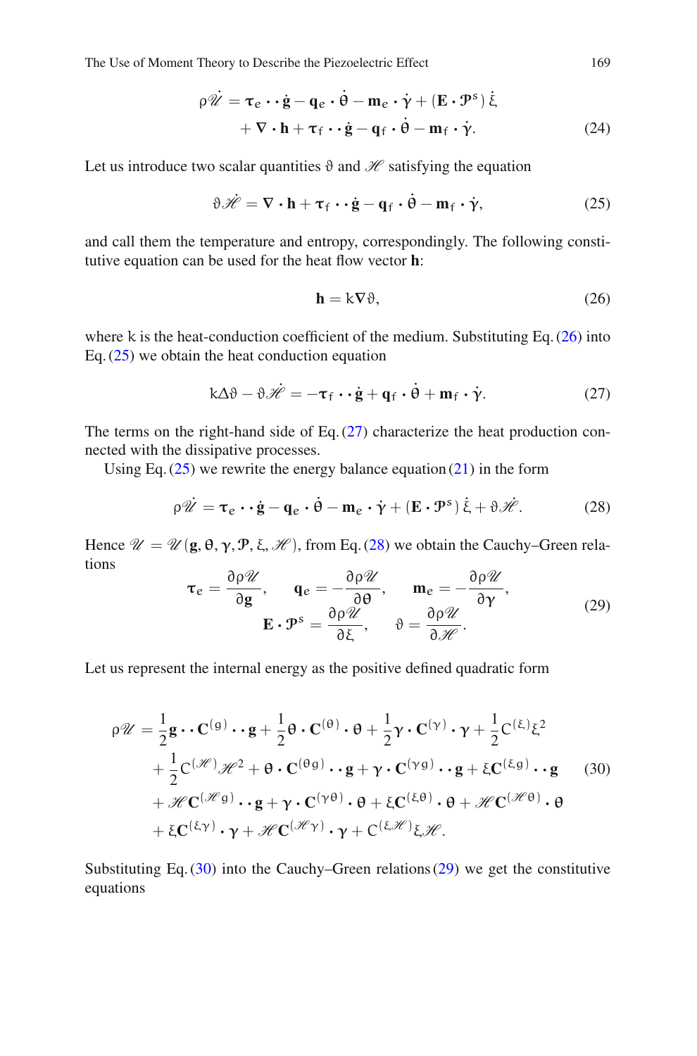$$
\rho\dot{\mathscr{U}} = \boldsymbol{\tau}_e \cdot\cdot\, \dot{\mathbf{g}} - \mathbf{q}_e \cdot \dot{\boldsymbol{\theta}} - \mathbf{m}_e \cdot \dot{\boldsymbol{\gamma}} + (\mathbf{E} \cdot \mathcal{P}^s)\, \dot{\xi}
+ \nabla \cdot \mathbf{h} + \boldsymbol{\tau}_f \cdot\cdot\, \dot{\mathbf{g}} - \mathbf{q}_f \cdot \dot{\boldsymbol{\theta}} - \mathbf{m}_f \cdot \dot{\boldsymbol{\gamma}}. \tag{24}
$$

Let us introduce two scalar quantities $\vartheta$ and $\mathscr{H}$ satisfying the equation

$$
\vartheta\dot{\mathscr{H}} = \nabla \cdot \mathbf{h} + \boldsymbol{\tau}_f \cdot\cdot\, \dot{\mathbf{g}} - \mathbf{q}_f \cdot \dot{\boldsymbol{\theta}} - \mathbf{m}_f \cdot \dot{\boldsymbol{\gamma}}, \tag{25}
$$

and call them the temperature and entropy, correspondingly. The following constitutive equation can be used for the heat flow vector $\mathbf{h}$:

$$
\mathbf{h} = k\nabla\vartheta, \tag{26}
$$

where $k$ is the heat-conduction coefficient of the medium. Substituting Eq. (26) into Eq. (25) we obtain the heat conduction equation

$$
k\Delta\vartheta - \vartheta\dot{\mathscr{H}} = -\boldsymbol{\tau}_f \cdot\cdot\, \dot{\mathbf{g}} + \mathbf{q}_f \cdot \dot{\boldsymbol{\theta}} + \mathbf{m}_f \cdot \dot{\boldsymbol{\gamma}}. \tag{27}
$$

The terms on the right-hand side of Eq. (27) characterize the heat production connected with the dissipative processes.

Using Eq. (25) we rewrite the energy balance equation (21) in the form

$$
\rho\dot{\mathscr{U}} = \boldsymbol{\tau}_e \cdot\cdot\, \dot{\mathbf{g}} - \mathbf{q}_e \cdot \dot{\boldsymbol{\theta}} - \mathbf{m}_e \cdot \dot{\boldsymbol{\gamma}} + (\mathbf{E} \cdot \mathcal{P}^s)\, \dot{\xi} + \vartheta\dot{\mathscr{H}}. \tag{28}
$$

Hence $\mathscr{U} = \mathscr{U}(\mathbf{g}, \boldsymbol{\theta}, \boldsymbol{\gamma}, \mathcal{P}, \xi, \mathscr{H})$, from Eq. (28) we obtain the Cauchy–Green relations

$$
\boldsymbol{\tau}_e = \frac{\partial \rho\mathscr{U}}{\partial \mathbf{g}}, \qquad \mathbf{q}_e = -\frac{\partial \rho\mathscr{U}}{\partial \boldsymbol{\theta}}, \qquad \mathbf{m}_e = -\frac{\partial \rho\mathscr{U}}{\partial \boldsymbol{\gamma}},
$$
$$
\mathbf{E} \cdot \mathcal{P}^s = \frac{\partial \rho\mathscr{U}}{\partial \xi}, \qquad \vartheta = \frac{\partial \rho\mathscr{U}}{\partial \mathscr{H}}. \tag{29}
$$

Let us represent the internal energy as the positive defined quadratic form

$$
\begin{aligned}
\rho\mathscr{U} = {} & \frac{1}{2}\mathbf{g} \cdot\cdot\, \mathbf{C}^{(g)} \cdot\cdot\, \mathbf{g} + \frac{1}{2}\boldsymbol{\theta} \cdot \mathbf{C}^{(\theta)} \cdot \boldsymbol{\theta} + \frac{1}{2}\boldsymbol{\gamma} \cdot \mathbf{C}^{(\gamma)} \cdot \boldsymbol{\gamma} + \frac{1}{2}C^{(\xi)}\xi^2 \\
& + \frac{1}{2}C^{(\mathscr{H})}\mathscr{H}^2 + \boldsymbol{\theta} \cdot \mathbf{C}^{(\theta g)} \cdot\cdot\, \mathbf{g} + \boldsymbol{\gamma} \cdot \mathbf{C}^{(\gamma g)} \cdot\cdot\, \mathbf{g} + \xi\mathbf{C}^{(\xi g)} \cdot\cdot\, \mathbf{g} \\
& + \mathscr{H}\mathbf{C}^{(\mathscr{H} g)} \cdot\cdot\, \mathbf{g} + \boldsymbol{\gamma} \cdot \mathbf{C}^{(\gamma\theta)} \cdot \boldsymbol{\theta} + \xi\mathbf{C}^{(\xi\theta)} \cdot \boldsymbol{\theta} + \mathscr{H}\mathbf{C}^{(\mathscr{H}\theta)} \cdot \boldsymbol{\theta} \\
& + \xi\mathbf{C}^{(\xi\gamma)} \cdot \boldsymbol{\gamma} + \mathscr{H}\mathbf{C}^{(\mathscr{H}\gamma)} \cdot \boldsymbol{\gamma} + C^{(\xi\mathscr{H})}\xi\mathscr{H}.
\end{aligned} \tag{30}
$$

Substituting Eq. (30) into the Cauchy–Green relations (29) we get the constitutive equations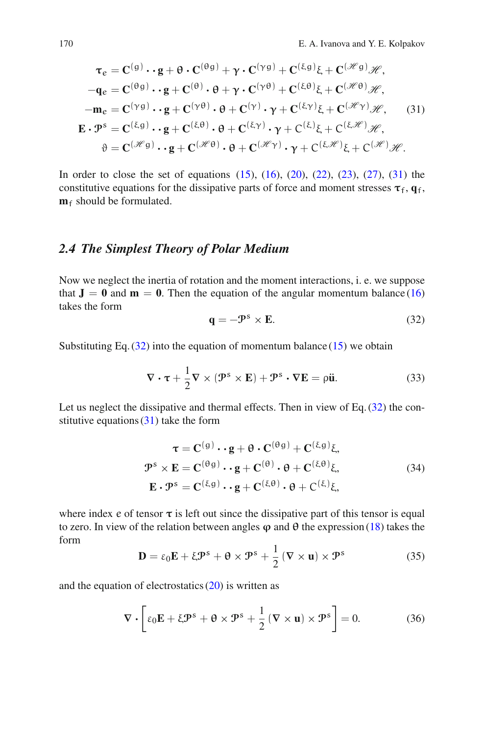$$
\begin{aligned}
\boldsymbol{\tau}_e &= \mathbf{C}^{(g)} \cdot\cdot\, \mathbf{g} + \boldsymbol{\theta} \cdot \mathbf{C}^{(\theta g)} + \boldsymbol{\gamma} \cdot \mathbf{C}^{(\gamma g)} + \mathbf{C}^{(\xi g)} \xi + \mathbf{C}^{(\mathscr{H} g)} \mathscr{H}, \\
-\mathbf{q}_e &= \mathbf{C}^{(\theta g)} \cdot\cdot\, \mathbf{g} + \mathbf{C}^{(\theta)} \cdot \boldsymbol{\theta} + \boldsymbol{\gamma} \cdot \mathbf{C}^{(\gamma \theta)} + \mathbf{C}^{(\xi \theta)} \xi + \mathbf{C}^{(\mathscr{H} \theta)} \mathscr{H}, \\
-\mathbf{m}_e &= \mathbf{C}^{(\gamma g)} \cdot\cdot\, \mathbf{g} + \mathbf{C}^{(\gamma \theta)} \cdot \boldsymbol{\theta} + \mathbf{C}^{(\gamma)} \cdot \boldsymbol{\gamma} + \mathbf{C}^{(\xi \gamma)} \xi + \mathbf{C}^{(\mathscr{H} \gamma)} \mathscr{H}, \\
\mathbf{E} \cdot \mathcal{P}^s &= \mathbf{C}^{(\xi g)} \cdot\cdot\, \mathbf{g} + \mathbf{C}^{(\xi \theta)} \cdot \boldsymbol{\theta} + \mathbf{C}^{(\xi \gamma)} \cdot \boldsymbol{\gamma} + C^{(\xi)} \xi + C^{(\xi \mathscr{H})} \mathscr{H}, \\
\vartheta &= \mathbf{C}^{(\mathscr{H} g)} \cdot\cdot\, \mathbf{g} + \mathbf{C}^{(\mathscr{H} \theta)} \cdot \boldsymbol{\theta} + \mathbf{C}^{(\mathscr{H} \gamma)} \cdot \boldsymbol{\gamma} + C^{(\xi \mathscr{H})} \xi + C^{(\mathscr{H})} \mathscr{H}.
\end{aligned}
\tag{31}
$$

In order to close the set of equations (15), (16), (20), (22), (23), (27), (31) the constitutive equations for the dissipative parts of force and moment stresses $\boldsymbol{\tau}_f$, $\mathbf{q}_f$, $\mathbf{m}_f$ should be formulated.

## *2.4 The Simplest Theory of Polar Medium*

Now we neglect the inertia of rotation and the moment interactions, i. e. we suppose that $\mathbf{J} = \mathbf{0}$ and $\mathbf{m} = \mathbf{0}$. Then the equation of the angular momentum balance (16) takes the form

$$
\mathbf{q} = -\mathcal{P}^s \times \mathbf{E}. \tag{32}
$$

Substituting Eq. (32) into the equation of momentum balance (15) we obtain

$$
\nabla \cdot \boldsymbol{\tau} + \frac{1}{2} \nabla \times (\mathcal{P}^s \times \mathbf{E}) + \mathcal{P}^s \cdot \nabla \mathbf{E} = \rho \ddot{\mathbf{u}}. \tag{33}
$$

Let us neglect the dissipative and thermal effects. Then in view of Eq. (32) the constitutive equations (31) take the form

$$
\begin{aligned}
\boldsymbol{\tau} &= \mathbf{C}^{(g)} \cdot\cdot\, \mathbf{g} + \boldsymbol{\theta} \cdot \mathbf{C}^{(\theta g)} + \mathbf{C}^{(\xi g)} \xi, \\
\mathcal{P}^s \times \mathbf{E} &= \mathbf{C}^{(\theta g)} \cdot\cdot\, \mathbf{g} + \mathbf{C}^{(\theta)} \cdot \boldsymbol{\theta} + \mathbf{C}^{(\xi \theta)} \xi, \\
\mathbf{E} \cdot \mathcal{P}^s &= \mathbf{C}^{(\xi g)} \cdot\cdot\, \mathbf{g} + \mathbf{C}^{(\xi \theta)} \cdot \boldsymbol{\theta} + C^{(\xi)} \xi,
\end{aligned}
\tag{34}
$$

where index $e$ of tensor $\boldsymbol{\tau}$ is left out since the dissipative part of this tensor is equal to zero. In view of the relation between angles $\boldsymbol{\varphi}$ and $\boldsymbol{\theta}$ the expression (18) takes the form

$$
\mathbf{D} = \varepsilon_0 \mathbf{E} + \xi \mathcal{P}^s + \boldsymbol{\theta} \times \mathcal{P}^s + \frac{1}{2} (\nabla \times \mathbf{u}) \times \mathcal{P}^s \tag{35}
$$

and the equation of electrostatics (20) is written as

$$
\nabla \cdot \left[ \varepsilon_0 \mathbf{E} + \xi \mathcal{P}^s + \boldsymbol{\theta} \times \mathcal{P}^s + \frac{1}{2} (\nabla \times \mathbf{u}) \times \mathcal{P}^s \right] = 0. \tag{36}
$$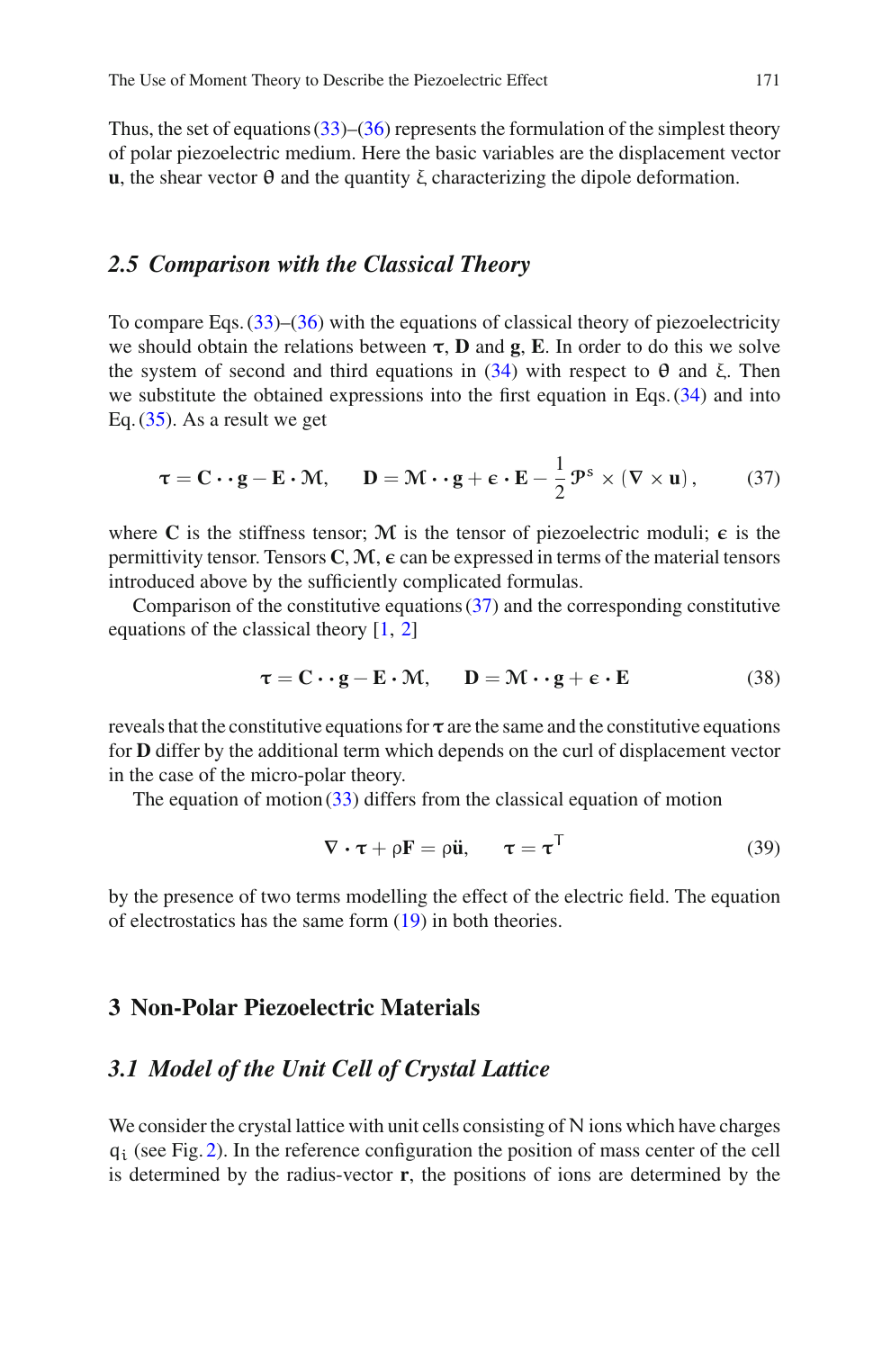Thus, the set of equations (33)–(36) represents the formulation of the simplest theory of polar piezoelectric medium. Here the basic variables are the displacement vector $\mathbf{u}$, the shear vector $\theta$ and the quantity $\xi$ characterizing the dipole deformation.

## 2.5 Comparison with the Classical Theory

To compare Eqs. (33)–(36) with the equations of classical theory of piezoelectricity we should obtain the relations between $\boldsymbol{\tau}$, $\mathbf{D}$ and $\mathbf{g}$, $\mathbf{E}$. In order to do this we solve the system of second and third equations in (34) with respect to $\theta$ and $\xi$. Then we substitute the obtained expressions into the first equation in Eqs. (34) and into Eq. (35). As a result we get

$$\boldsymbol{\tau} = \mathbf{C} \cdot\cdot\, \mathbf{g} - \mathbf{E} \cdot \mathcal{M}, \qquad \mathbf{D} = \mathcal{M} \cdot\cdot\, \mathbf{g} + \boldsymbol{\epsilon} \cdot \mathbf{E} - \frac{1}{2} \mathcal{P}^{s} \times (\nabla \times \mathbf{u}), \tag{37}$$

where $\mathbf{C}$ is the stiffness tensor; $\mathcal{M}$ is the tensor of piezoelectric moduli; $\boldsymbol{\epsilon}$ is the permittivity tensor. Tensors $\mathbf{C}$, $\mathcal{M}$, $\boldsymbol{\epsilon}$ can be expressed in terms of the material tensors introduced above by the sufficiently complicated formulas.

Comparison of the constitutive equations (37) and the corresponding constitutive equations of the classical theory [1, 2]

$$\boldsymbol{\tau} = \mathbf{C} \cdot\cdot\, \mathbf{g} - \mathbf{E} \cdot \mathcal{M}, \qquad \mathbf{D} = \mathcal{M} \cdot\cdot\, \mathbf{g} + \boldsymbol{\epsilon} \cdot \mathbf{E} \tag{38}$$

reveals that the constitutive equations for $\boldsymbol{\tau}$ are the same and the constitutive equations for $\mathbf{D}$ differ by the additional term which depends on the curl of displacement vector in the case of the micro-polar theory.

The equation of motion (33) differs from the classical equation of motion

$$\nabla \cdot \boldsymbol{\tau} + \rho \mathbf{F} = \rho \ddot{\mathbf{u}}, \qquad \boldsymbol{\tau} = \boldsymbol{\tau}^{\mathrm{T}} \tag{39}$$

by the presence of two terms modelling the effect of the electric field. The equation of electrostatics has the same form (19) in both theories.

# 3 Non-Polar Piezoelectric Materials

## 3.1 Model of the Unit Cell of Crystal Lattice

We consider the crystal lattice with unit cells consisting of N ions which have charges $q_i$ (see Fig. 2). In the reference configuration the position of mass center of the cell is determined by the radius-vector $\mathbf{r}$, the positions of ions are determined by the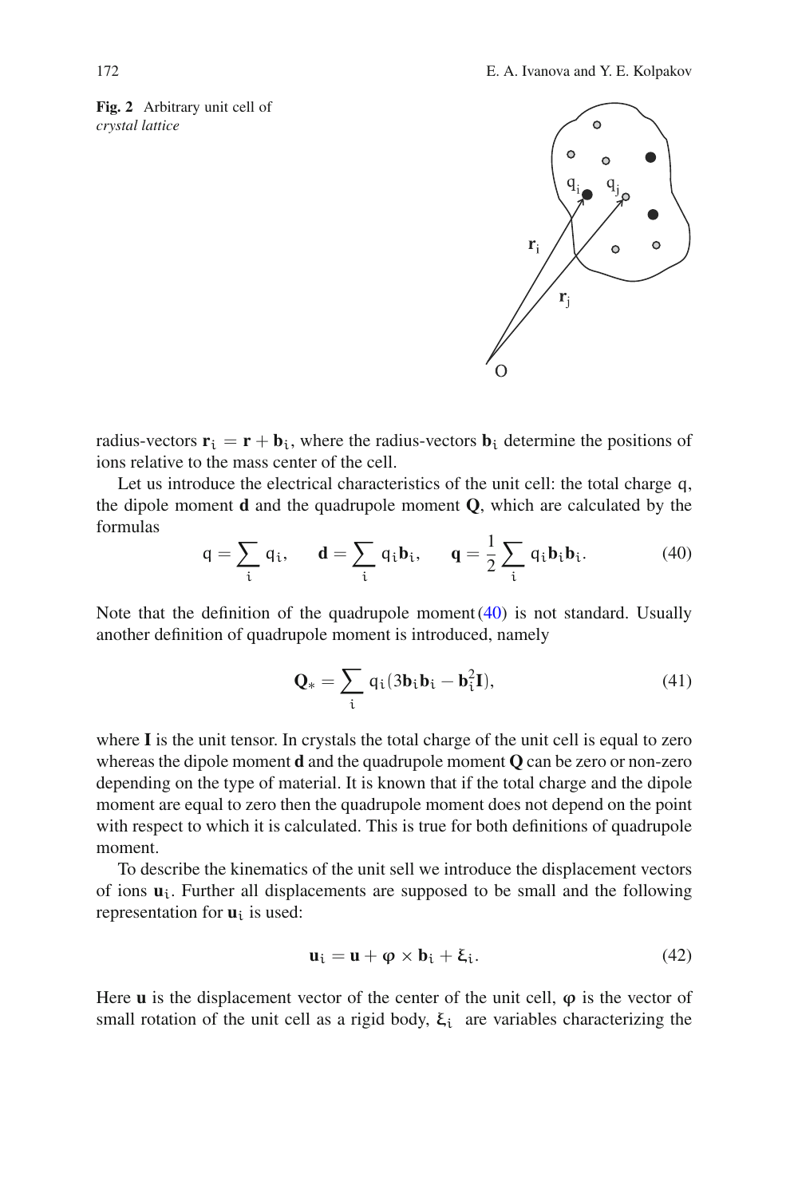**Fig. 2** Arbitrary unit cell of *crystal lattice*

radius-vectors $\mathbf{r}_i = \mathbf{r} + \mathbf{b}_i$, where the radius-vectors $\mathbf{b}_i$ determine the positions of ions relative to the mass center of the cell.

Let us introduce the electrical characteristics of the unit cell: the total charge $q$, the dipole moment $\mathbf{d}$ and the quadrupole moment $\mathbf{Q}$, which are calculated by the formulas

$$q = \sum_i q_i, \qquad \mathbf{d} = \sum_i q_i \mathbf{b}_i, \qquad \mathbf{q} = \frac{1}{2} \sum_i q_i \mathbf{b}_i \mathbf{b}_i. \tag{40}$$

Note that the definition of the quadrupole moment (40) is not standard. Usually another definition of quadrupole moment is introduced, namely

$$\mathbf{Q}_* = \sum_i q_i (3\mathbf{b}_i \mathbf{b}_i - \mathbf{b}_i^2 \mathbf{I}), \tag{41}$$

where $\mathbf{I}$ is the unit tensor. In crystals the total charge of the unit cell is equal to zero whereas the dipole moment $\mathbf{d}$ and the quadrupole moment $\mathbf{Q}$ can be zero or non-zero depending on the type of material. It is known that if the total charge and the dipole moment are equal to zero then the quadrupole moment does not depend on the point with respect to which it is calculated. This is true for both definitions of quadrupole moment.

To describe the kinematics of the unit sell we introduce the displacement vectors of ions $\mathbf{u}_i$. Further all displacements are supposed to be small and the following representation for $\mathbf{u}_i$ is used:

$$\mathbf{u}_i = \mathbf{u} + \boldsymbol{\varphi} \times \mathbf{b}_i + \boldsymbol{\xi}_i. \tag{42}$$

Here $\mathbf{u}$ is the displacement vector of the center of the unit cell, $\boldsymbol{\varphi}$ is the vector of small rotation of the unit cell as a rigid body, $\boldsymbol{\xi}_i$ are variables characterizing the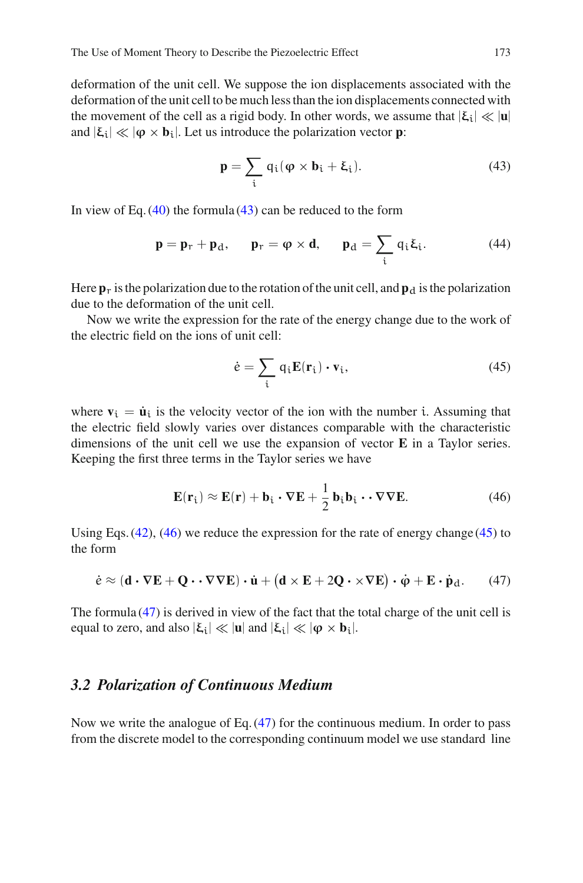deformation of the unit cell. We suppose the ion displacements associated with the deformation of the unit cell to be much less than the ion displacements connected with the movement of the cell as a rigid body. In other words, we assume that $|\boldsymbol{\xi}_i| \ll |\mathbf{u}|$ and $|\boldsymbol{\xi}_i| \ll |\boldsymbol{\varphi} \times \mathbf{b}_i|$. Let us introduce the polarization vector $\mathbf{p}$:

$$\mathbf{p} = \sum_i q_i (\boldsymbol{\varphi} \times \mathbf{b}_i + \boldsymbol{\xi}_i). \tag{43}$$

In view of Eq. (40) the formula (43) can be reduced to the form

$$\mathbf{p} = \mathbf{p}_r + \mathbf{p}_d, \qquad \mathbf{p}_r = \boldsymbol{\varphi} \times \mathbf{d}, \qquad \mathbf{p}_d = \sum_i q_i \boldsymbol{\xi}_i. \tag{44}$$

Here $\mathbf{p}_r$ is the polarization due to the rotation of the unit cell, and $\mathbf{p}_d$ is the polarization due to the deformation of the unit cell.

Now we write the expression for the rate of the energy change due to the work of the electric field on the ions of unit cell:

$$\dot{e} = \sum_i q_i \mathbf{E}(\mathbf{r}_i) \cdot \mathbf{v}_i, \tag{45}$$

where $\mathbf{v}_i = \dot{\mathbf{u}}_i$ is the velocity vector of the ion with the number $i$. Assuming that the electric field slowly varies over distances comparable with the characteristic dimensions of the unit cell we use the expansion of vector $\mathbf{E}$ in a Taylor series. Keeping the first three terms in the Taylor series we have

$$\mathbf{E}(\mathbf{r}_i) \approx \mathbf{E}(\mathbf{r}) + \mathbf{b}_i \cdot \nabla \mathbf{E} + \frac{1}{2} \mathbf{b}_i \mathbf{b}_i \cdot\cdot \nabla\nabla \mathbf{E}. \tag{46}$$

Using Eqs. (42), (46) we reduce the expression for the rate of energy change (45) to the form

$$\dot{e} \approx (\mathbf{d} \cdot \nabla \mathbf{E} + \mathbf{Q} \cdot\cdot \nabla\nabla \mathbf{E}) \cdot \dot{\mathbf{u}} + \left(\mathbf{d} \times \mathbf{E} + 2\mathbf{Q} \cdot \times \nabla \mathbf{E}\right) \cdot \dot{\boldsymbol{\varphi}} + \mathbf{E} \cdot \dot{\mathbf{p}}_d. \tag{47}$$

The formula (47) is derived in view of the fact that the total charge of the unit cell is equal to zero, and also $|\boldsymbol{\xi}_i| \ll |\mathbf{u}|$ and $|\boldsymbol{\xi}_i| \ll |\boldsymbol{\varphi} \times \mathbf{b}_i|$.

### *3.2 Polarization of Continuous Medium*

Now we write the analogue of Eq. (47) for the continuous medium. In order to pass from the discrete model to the corresponding continuum model we use standard line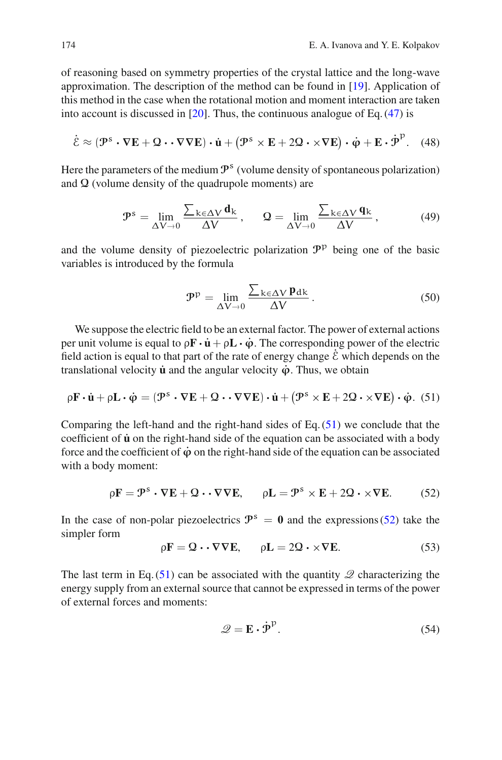of reasoning based on symmetry properties of the crystal lattice and the long-wave approximation. The description of the method can be found in [19]. Application of this method in the case when the rotational motion and moment interaction are taken into account is discussed in [20]. Thus, the continuous analogue of Eq. (47) is

$$\dot{\mathcal{E}} \approx (\mathcal{P}^s \cdot \nabla \mathbf{E} + \mathcal{Q} \cdot\cdot \nabla\nabla \mathbf{E}) \cdot \dot{\mathbf{u}} + \big(\mathcal{P}^s \times \mathbf{E} + 2\mathcal{Q} \cdot \times \nabla \mathbf{E}\big) \cdot \dot{\boldsymbol{\varphi}} + \mathbf{E} \cdot \dot{\mathcal{P}}^p. \quad (48)$$

Here the parameters of the medium $\mathcal{P}^s$ (volume density of spontaneous polarization) and $\mathcal{Q}$ (volume density of the quadrupole moments) are

$$\mathcal{P}^s = \lim_{\Delta V \to 0} \frac{\sum_{k \in \Delta V} \mathbf{d}_k}{\Delta V}, \qquad \mathcal{Q} = \lim_{\Delta V \to 0} \frac{\sum_{k \in \Delta V} \mathbf{q}_k}{\Delta V}, \quad (49)$$

and the volume density of piezoelectric polarization $\mathcal{P}^p$ being one of the basic variables is introduced by the formula

$$\mathcal{P}^p = \lim_{\Delta V \to 0} \frac{\sum_{k \in \Delta V} \mathbf{p}_{dk}}{\Delta V}. \quad (50)$$

We suppose the electric field to be an external factor. The power of external actions per unit volume is equal to $\rho \mathbf{F} \cdot \dot{\mathbf{u}} + \rho \mathbf{L} \cdot \dot{\boldsymbol{\varphi}}$. The corresponding power of the electric field action is equal to that part of the rate of energy change $\dot{\mathcal{E}}$ which depends on the translational velocity $\dot{\mathbf{u}}$ and the angular velocity $\dot{\boldsymbol{\varphi}}$. Thus, we obtain

$$\rho \mathbf{F} \cdot \dot{\mathbf{u}} + \rho \mathbf{L} \cdot \dot{\boldsymbol{\varphi}} = (\mathcal{P}^s \cdot \nabla \mathbf{E} + \mathcal{Q} \cdot\cdot \nabla\nabla \mathbf{E}) \cdot \dot{\mathbf{u}} + \big(\mathcal{P}^s \times \mathbf{E} + 2\mathcal{Q} \cdot \times \nabla \mathbf{E}\big) \cdot \dot{\boldsymbol{\varphi}}. \quad (51)$$

Comparing the left-hand and the right-hand sides of Eq. (51) we conclude that the coefficient of $\dot{\mathbf{u}}$ on the right-hand side of the equation can be associated with a body force and the coefficient of $\dot{\boldsymbol{\varphi}}$ on the right-hand side of the equation can be associated with a body moment:

$$\rho \mathbf{F} = \mathcal{P}^s \cdot \nabla \mathbf{E} + \mathcal{Q} \cdot\cdot \nabla\nabla \mathbf{E}, \qquad \rho \mathbf{L} = \mathcal{P}^s \times \mathbf{E} + 2\mathcal{Q} \cdot \times \nabla \mathbf{E}. \quad (52)$$

In the case of non-polar piezoelectrics $\mathcal{P}^s = \mathbf{0}$ and the expressions (52) take the simpler form

$$\rho \mathbf{F} = \mathcal{Q} \cdot\cdot \nabla\nabla \mathbf{E}, \qquad \rho \mathbf{L} = 2\mathcal{Q} \cdot \times \nabla \mathbf{E}. \quad (53)$$

The last term in Eq. (51) can be associated with the quantity $\mathscr{Q}$ characterizing the energy supply from an external source that cannot be expressed in terms of the power of external forces and moments:

$$\mathscr{Q} = \mathbf{E} \cdot \dot{\mathcal{P}}^p. \quad (54)$$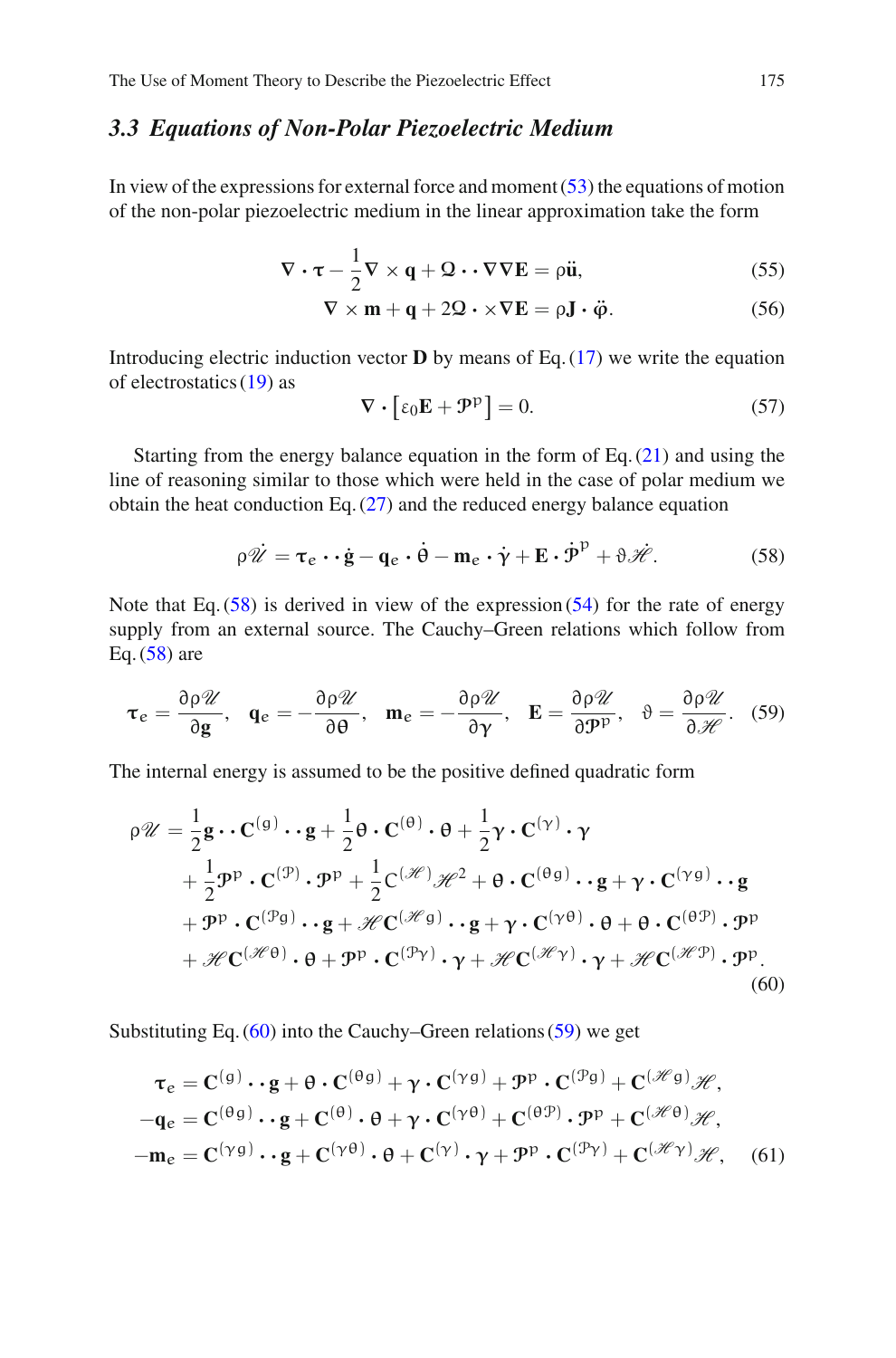## 3.3 Equations of Non-Polar Piezoelectric Medium

In view of the expressions for external force and moment (53) the equations of motion of the non-polar piezoelectric medium in the linear approximation take the form

$$\nabla \cdot \boldsymbol{\tau} - \frac{1}{2}\nabla \times \mathbf{q} + \boldsymbol{\Omega} \cdot\cdot \nabla\nabla\mathbf{E} = \rho\ddot{\mathbf{u}}, \tag{55}$$

$$\nabla \times \mathbf{m} + \mathbf{q} + 2\boldsymbol{\Omega} \cdot \times \nabla\mathbf{E} = \rho\mathbf{J} \cdot \ddot{\boldsymbol{\varphi}}. \tag{56}$$

Introducing electric induction vector $\mathbf{D}$ by means of Eq. (17) we write the equation of electrostatics (19) as

$$\nabla \cdot \left[\varepsilon_0\mathbf{E} + \mathcal{P}^{\mathrm{p}}\right] = 0. \tag{57}$$

Starting from the energy balance equation in the form of Eq. (21) and using the line of reasoning similar to those which were held in the case of polar medium we obtain the heat conduction Eq. (27) and the reduced energy balance equation

$$\rho\dot{\mathscr{U}} = \boldsymbol{\tau}_e \cdot\cdot \dot{\mathbf{g}} - \mathbf{q}_e \cdot \dot{\boldsymbol{\theta}} - \mathbf{m}_e \cdot \dot{\boldsymbol{\gamma}} + \mathbf{E} \cdot \dot{\mathcal{P}}^{\mathrm{p}} + \vartheta\dot{\mathscr{H}}. \tag{58}$$

Note that Eq. (58) is derived in view of the expression (54) for the rate of energy supply from an external source. The Cauchy–Green relations which follow from Eq. (58) are

$$\boldsymbol{\tau}_e = \frac{\partial\rho\mathscr{U}}{\partial\mathbf{g}}, \quad \mathbf{q}_e = -\frac{\partial\rho\mathscr{U}}{\partial\boldsymbol{\theta}}, \quad \mathbf{m}_e = -\frac{\partial\rho\mathscr{U}}{\partial\boldsymbol{\gamma}}, \quad \mathbf{E} = \frac{\partial\rho\mathscr{U}}{\partial\mathcal{P}^{\mathrm{p}}}, \quad \vartheta = \frac{\partial\rho\mathscr{U}}{\partial\mathscr{H}}. \tag{59}$$

The internal energy is assumed to be the positive defined quadratic form

$$\begin{aligned}
\rho\mathscr{U} &= \frac{1}{2}\mathbf{g} \cdot\cdot \mathbf{C}^{(g)} \cdot\cdot \mathbf{g} + \frac{1}{2}\boldsymbol{\theta} \cdot \mathbf{C}^{(\theta)} \cdot \boldsymbol{\theta} + \frac{1}{2}\boldsymbol{\gamma} \cdot \mathbf{C}^{(\gamma)} \cdot \boldsymbol{\gamma} \\
&+ \frac{1}{2}\mathcal{P}^{\mathrm{p}} \cdot \mathbf{C}^{(\mathcal{P})} \cdot \mathcal{P}^{\mathrm{p}} + \frac{1}{2}C^{(\mathscr{H})}\mathscr{H}^2 + \boldsymbol{\theta} \cdot \mathbf{C}^{(\theta g)} \cdot\cdot \mathbf{g} + \boldsymbol{\gamma} \cdot \mathbf{C}^{(\gamma g)} \cdot\cdot \mathbf{g} \\
&+ \mathcal{P}^{\mathrm{p}} \cdot \mathbf{C}^{(\mathcal{P}g)} \cdot\cdot \mathbf{g} + \mathscr{H}\mathbf{C}^{(\mathscr{H}g)} \cdot\cdot \mathbf{g} + \boldsymbol{\gamma} \cdot \mathbf{C}^{(\gamma\theta)} \cdot \boldsymbol{\theta} + \boldsymbol{\theta} \cdot \mathbf{C}^{(\theta\mathcal{P})} \cdot \mathcal{P}^{\mathrm{p}} \\
&+ \mathscr{H}\mathbf{C}^{(\mathscr{H}\theta)} \cdot \boldsymbol{\theta} + \mathcal{P}^{\mathrm{p}} \cdot \mathbf{C}^{(\mathcal{P}\gamma)} \cdot \boldsymbol{\gamma} + \mathscr{H}\mathbf{C}^{(\mathscr{H}\gamma)} \cdot \boldsymbol{\gamma} + \mathscr{H}\mathbf{C}^{(\mathscr{H}\mathcal{P})} \cdot \mathcal{P}^{\mathrm{p}}.
\end{aligned} \tag{60}$$

Substituting Eq. (60) into the Cauchy–Green relations (59) we get

$$\begin{aligned}
\boldsymbol{\tau}_e &= \mathbf{C}^{(g)} \cdot\cdot \mathbf{g} + \boldsymbol{\theta} \cdot \mathbf{C}^{(\theta g)} + \boldsymbol{\gamma} \cdot \mathbf{C}^{(\gamma g)} + \mathcal{P}^{\mathrm{p}} \cdot \mathbf{C}^{(\mathcal{P}g)} + \mathbf{C}^{(\mathscr{H}g)}\mathscr{H}, \\
-\mathbf{q}_e &= \mathbf{C}^{(\theta g)} \cdot\cdot \mathbf{g} + \mathbf{C}^{(\theta)} \cdot \boldsymbol{\theta} + \boldsymbol{\gamma} \cdot \mathbf{C}^{(\gamma\theta)} + \mathbf{C}^{(\theta\mathcal{P})} \cdot \mathcal{P}^{\mathrm{p}} + \mathbf{C}^{(\mathscr{H}\theta)}\mathscr{H}, \\
-\mathbf{m}_e &= \mathbf{C}^{(\gamma g)} \cdot\cdot \mathbf{g} + \mathbf{C}^{(\gamma\theta)} \cdot \boldsymbol{\theta} + \mathbf{C}^{(\gamma)} \cdot \boldsymbol{\gamma} + \mathcal{P}^{\mathrm{p}} \cdot \mathbf{C}^{(\mathcal{P}\gamma)} + \mathbf{C}^{(\mathscr{H}\gamma)}\mathscr{H},
\end{aligned} \tag{61}$$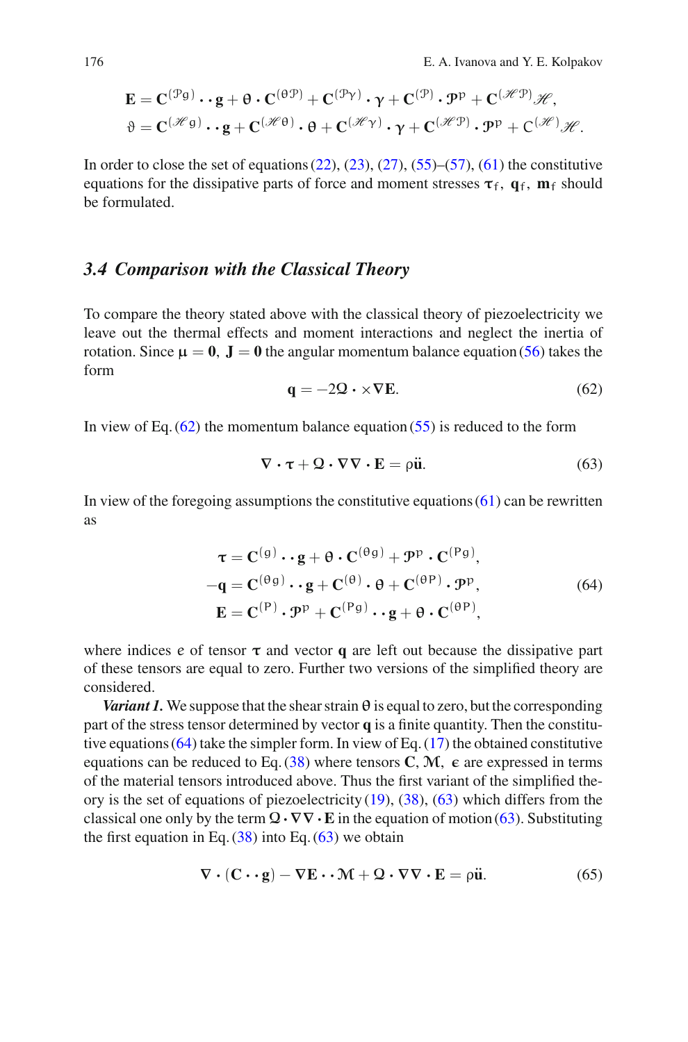$$
\mathbf{E} = \mathbf{C}^{(\mathcal{P}g)} \cdot\cdot\, \mathbf{g} + \boldsymbol{\theta} \cdot \mathbf{C}^{(\theta\mathcal{P})} + \mathbf{C}^{(\mathcal{P}\gamma)} \cdot \boldsymbol{\gamma} + \mathbf{C}^{(\mathcal{P})} \cdot \boldsymbol{\mathcal{P}}^{p} + \mathbf{C}^{(\mathcal{H}\mathcal{P})} \mathcal{H},
$$
$$
\vartheta = \mathbf{C}^{(\mathcal{H}g)} \cdot\cdot\, \mathbf{g} + \mathbf{C}^{(\mathcal{H}\theta)} \cdot \boldsymbol{\theta} + \mathbf{C}^{(\mathcal{H}\gamma)} \cdot \boldsymbol{\gamma} + \mathbf{C}^{(\mathcal{H}\mathcal{P})} \cdot \boldsymbol{\mathcal{P}}^{p} + C^{(\mathcal{H})} \mathcal{H}.
$$

In order to close the set of equations (22), (23), (27), (55)–(57), (61) the constitutive equations for the dissipative parts of force and moment stresses $\boldsymbol{\tau}_f$, $\mathbf{q}_f$, $\mathbf{m}_f$ should be formulated.

### 3.4 Comparison with the Classical Theory

To compare the theory stated above with the classical theory of piezoelectricity we leave out the thermal effects and moment interactions and neglect the inertia of rotation. Since $\boldsymbol{\mu} = \mathbf{0}$, $\mathbf{J} = \mathbf{0}$ the angular momentum balance equation (56) takes the form

$$
\mathbf{q} = -2\boldsymbol{\Omega} \cdot \times \nabla \mathbf{E}. \tag{62}
$$

In view of Eq. (62) the momentum balance equation (55) is reduced to the form

$$
\nabla \cdot \boldsymbol{\tau} + \boldsymbol{\Omega} \cdot \nabla\nabla \cdot \mathbf{E} = \rho \ddot{\mathbf{u}}. \tag{63}
$$

In view of the foregoing assumptions the constitutive equations (61) can be rewritten as

$$
\begin{aligned}
\boldsymbol{\tau} &= \mathbf{C}^{(g)} \cdot\cdot\, \mathbf{g} + \boldsymbol{\theta} \cdot \mathbf{C}^{(\theta g)} + \boldsymbol{\mathcal{P}}^{p} \cdot \mathbf{C}^{(Pg)}, \\
-\mathbf{q} &= \mathbf{C}^{(\theta g)} \cdot\cdot\, \mathbf{g} + \mathbf{C}^{(\theta)} \cdot \boldsymbol{\theta} + \mathbf{C}^{(\theta P)} \cdot \boldsymbol{\mathcal{P}}^{p}, \\
\mathbf{E} &= \mathbf{C}^{(P)} \cdot \boldsymbol{\mathcal{P}}^{p} + \mathbf{C}^{(Pg)} \cdot\cdot\, \mathbf{g} + \boldsymbol{\theta} \cdot \mathbf{C}^{(\theta P)},
\end{aligned} \tag{64}
$$

where indices $e$ of tensor $\boldsymbol{\tau}$ and vector $\mathbf{q}$ are left out because the dissipative part of these tensors are equal to zero. Further two versions of the simplified theory are considered.

***Variant 1.*** We suppose that the shear strain $\boldsymbol{\theta}$ is equal to zero, but the corresponding part of the stress tensor determined by vector $\mathbf{q}$ is a finite quantity. Then the constitutive equations (64) take the simpler form. In view of Eq. (17) the obtained constitutive equations can be reduced to Eq. (38) where tensors $\mathbf{C}$, $\boldsymbol{\mathcal{M}}$, $\boldsymbol{\epsilon}$ are expressed in terms of the material tensors introduced above. Thus the first variant of the simplified theory is the set of equations of piezoelectricity (19), (38), (63) which differs from the classical one only by the term $\boldsymbol{\Omega} \cdot \nabla\nabla \cdot \mathbf{E}$ in the equation of motion (63). Substituting the first equation in Eq. (38) into Eq. (63) we obtain

$$
\nabla \cdot (\mathbf{C} \cdot\cdot\, \mathbf{g}) - \nabla \mathbf{E} \cdot\cdot\, \boldsymbol{\mathcal{M}} + \boldsymbol{\Omega} \cdot \nabla\nabla \cdot \mathbf{E} = \rho \ddot{\mathbf{u}}. \tag{65}
$$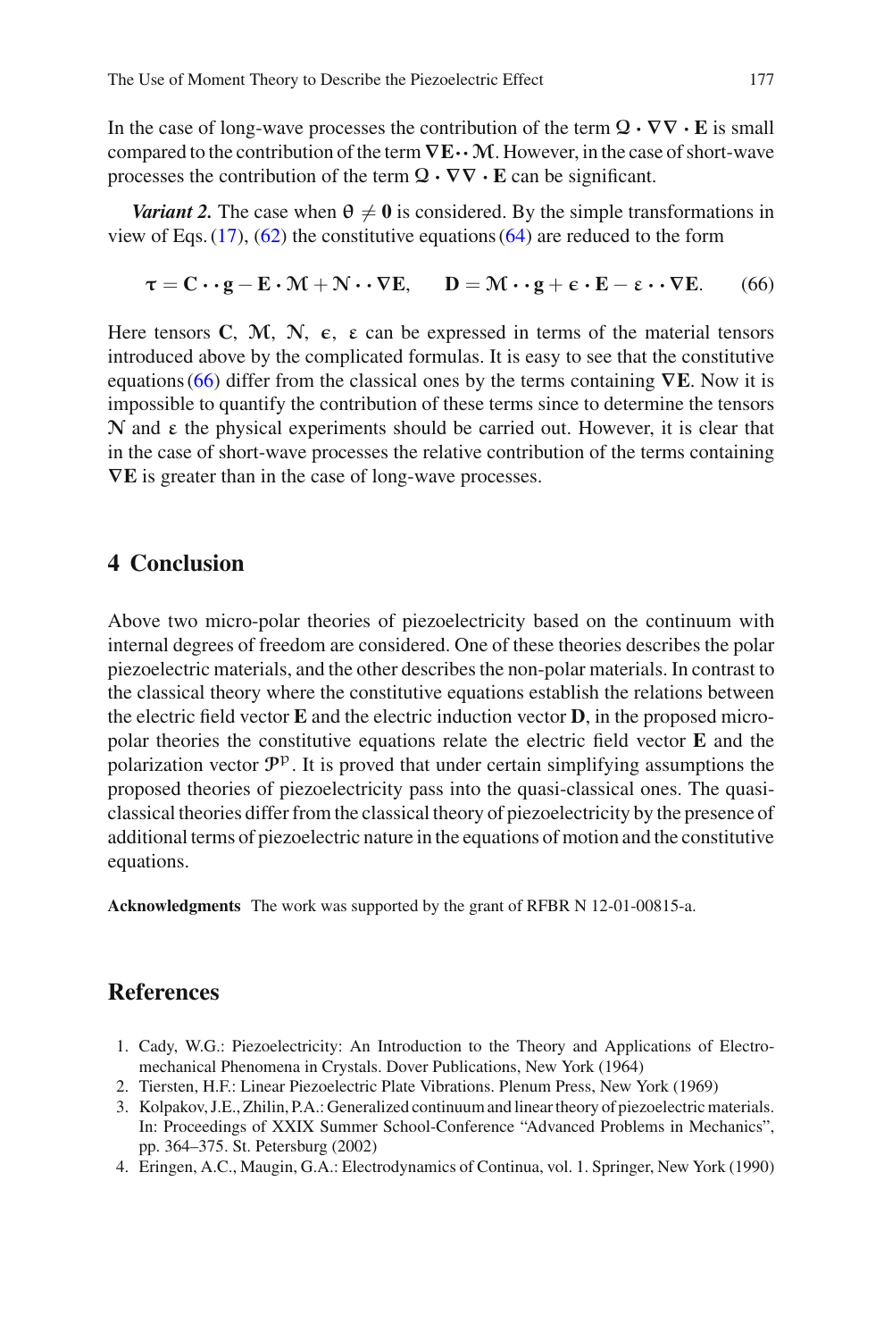In the case of long-wave processes the contribution of the term $\mathbf{\mathcal{Q}} \cdot \nabla\nabla \cdot \mathbf{E}$ is small compared to the contribution of the term $\nabla \mathbf{E} \cdot\cdot \mathbf{\mathcal{M}}$. However, in the case of short-wave processes the contribution of the term $\mathbf{\mathcal{Q}} \cdot \nabla\nabla \cdot \mathbf{E}$ can be significant.

***Variant 2.*** The case when $\boldsymbol{\theta} \neq \mathbf{0}$ is considered. By the simple transformations in view of Eqs. (17), (62) the constitutive equations (64) are reduced to the form

$$\boldsymbol{\tau} = \mathbf{C} \cdot\cdot \mathbf{g} - \mathbf{E} \cdot \mathbf{\mathcal{M}} + \mathbf{\mathcal{N}} \cdot\cdot \nabla \mathbf{E}, \qquad \mathbf{D} = \mathbf{\mathcal{M}} \cdot\cdot \mathbf{g} + \boldsymbol{\epsilon} \cdot \mathbf{E} - \boldsymbol{\varepsilon} \cdot\cdot \nabla \mathbf{E}. \tag{66}$$

Here tensors $\mathbf{C}$, $\mathbf{\mathcal{M}}$, $\mathbf{\mathcal{N}}$, $\boldsymbol{\epsilon}$, $\boldsymbol{\varepsilon}$ can be expressed in terms of the material tensors introduced above by the complicated formulas. It is easy to see that the constitutive equations (66) differ from the classical ones by the terms containing $\nabla \mathbf{E}$. Now it is impossible to quantify the contribution of these terms since to determine the tensors $\mathbf{\mathcal{N}}$ and $\boldsymbol{\varepsilon}$ the physical experiments should be carried out. However, it is clear that in the case of short-wave processes the relative contribution of the terms containing $\nabla \mathbf{E}$ is greater than in the case of long-wave processes.

## 4 Conclusion

Above two micro-polar theories of piezoelectricity based on the continuum with internal degrees of freedom are considered. One of these theories describes the polar piezoelectric materials, and the other describes the non-polar materials. In contrast to the classical theory where the constitutive equations establish the relations between the electric field vector $\mathbf{E}$ and the electric induction vector $\mathbf{D}$, in the proposed micro-polar theories the constitutive equations relate the electric field vector $\mathbf{E}$ and the polarization vector $\mathcal{P}^{\mathrm{p}}$. It is proved that under certain simplifying assumptions the proposed theories of piezoelectricity pass into the quasi-classical ones. The quasi-classical theories differ from the classical theory of piezoelectricity by the presence of additional terms of piezoelectric nature in the equations of motion and the constitutive equations.

**Acknowledgments** The work was supported by the grant of RFBR N 12-01-00815-a.

## References

1. Cady, W.G.: Piezoelectricity: An Introduction to the Theory and Applications of Electromechanical Phenomena in Crystals. Dover Publications, New York (1964)
2. Tiersten, H.F.: Linear Piezoelectric Plate Vibrations. Plenum Press, New York (1969)
3. Kolpakov, J.E., Zhilin, P.A.: Generalized continuum and linear theory of piezoelectric materials. In: Proceedings of XXIX Summer School-Conference "Advanced Problems in Mechanics", pp. 364–375. St. Petersburg (2002)
4. Eringen, A.C., Maugin, G.A.: Electrodynamics of Continua, vol. 1. Springer, New York (1990)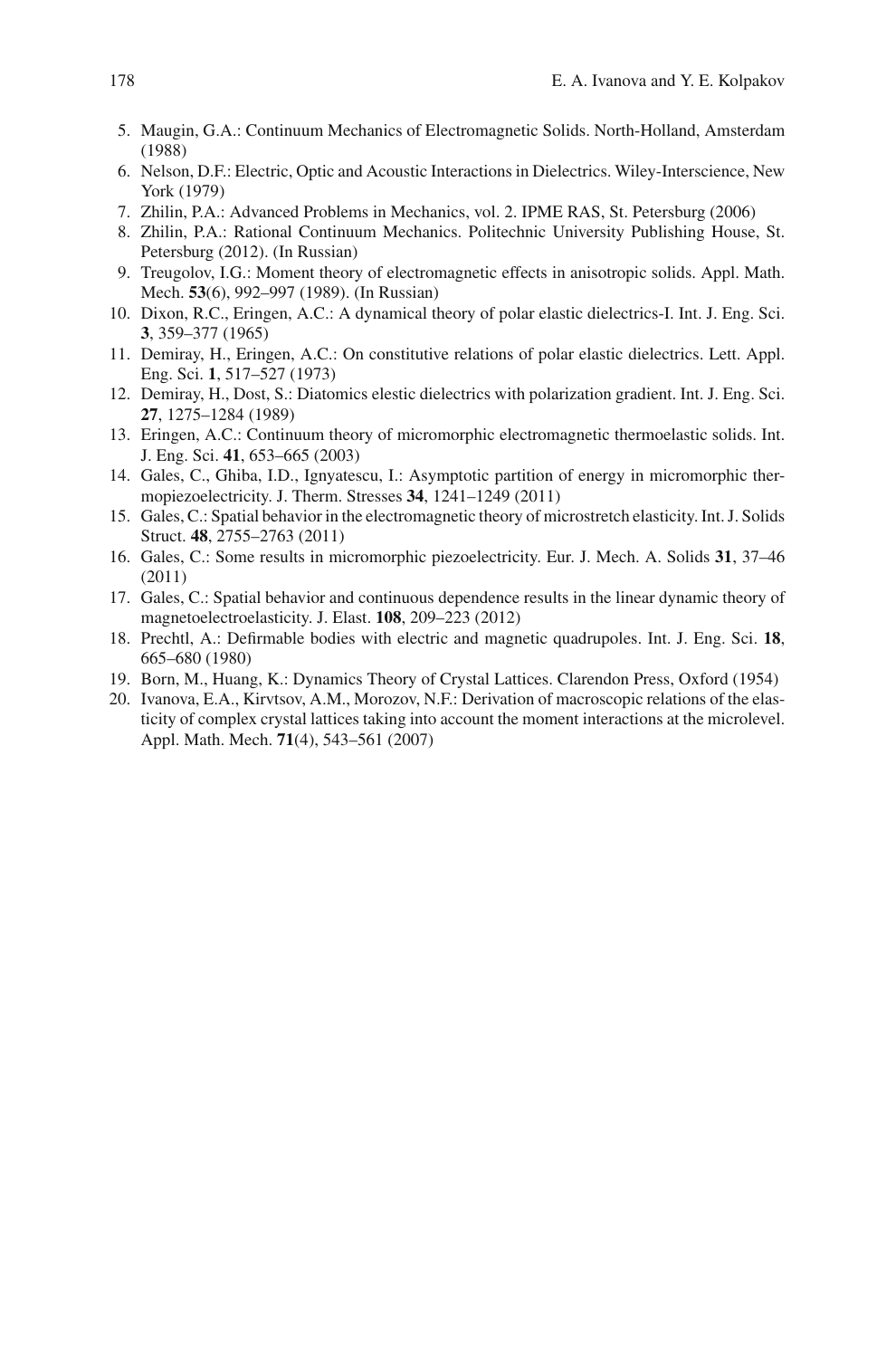5. Maugin, G.A.: Continuum Mechanics of Electromagnetic Solids. North-Holland, Amsterdam (1988)
6. Nelson, D.F.: Electric, Optic and Acoustic Interactions in Dielectrics. Wiley-Interscience, New York (1979)
7. Zhilin, P.A.: Advanced Problems in Mechanics, vol. 2. IPME RAS, St. Petersburg (2006)
8. Zhilin, P.A.: Rational Continuum Mechanics. Politechnic University Publishing House, St. Petersburg (2012). (In Russian)
9. Treugolov, I.G.: Moment theory of electromagnetic effects in anisotropic solids. Appl. Math. Mech. **53**(6), 992–997 (1989). (In Russian)
10. Dixon, R.C., Eringen, A.C.: A dynamical theory of polar elastic dielectrics-I. Int. J. Eng. Sci. **3**, 359–377 (1965)
11. Demiray, H., Eringen, A.C.: On constitutive relations of polar elastic dielectrics. Lett. Appl. Eng. Sci. **1**, 517–527 (1973)
12. Demiray, H., Dost, S.: Diatomics elestic dielectrics with polarization gradient. Int. J. Eng. Sci. **27**, 1275–1284 (1989)
13. Eringen, A.C.: Continuum theory of micromorphic electromagnetic thermoelastic solids. Int. J. Eng. Sci. **41**, 653–665 (2003)
14. Gales, C., Ghiba, I.D., Ignyatescu, I.: Asymptotic partition of energy in micromorphic thermopiezoelectricity. J. Therm. Stresses **34**, 1241–1249 (2011)
15. Gales, C.: Spatial behavior in the electromagnetic theory of microstretch elasticity. Int. J. Solids Struct. **48**, 2755–2763 (2011)
16. Gales, C.: Some results in micromorphic piezoelectricity. Eur. J. Mech. A. Solids **31**, 37–46 (2011)
17. Gales, C.: Spatial behavior and continuous dependence results in the linear dynamic theory of magnetoelectroelasticity. J. Elast. **108**, 209–223 (2012)
18. Prechtl, A.: Defirmable bodies with electric and magnetic quadrupoles. Int. J. Eng. Sci. **18**, 665–680 (1980)
19. Born, M., Huang, K.: Dynamics Theory of Crystal Lattices. Clarendon Press, Oxford (1954)
20. Ivanova, E.A., Kirvtsov, A.M., Morozov, N.F.: Derivation of macroscopic relations of the elasticity of complex crystal lattices taking into account the moment interactions at the microlevel. Appl. Math. Mech. **71**(4), 543–561 (2007)